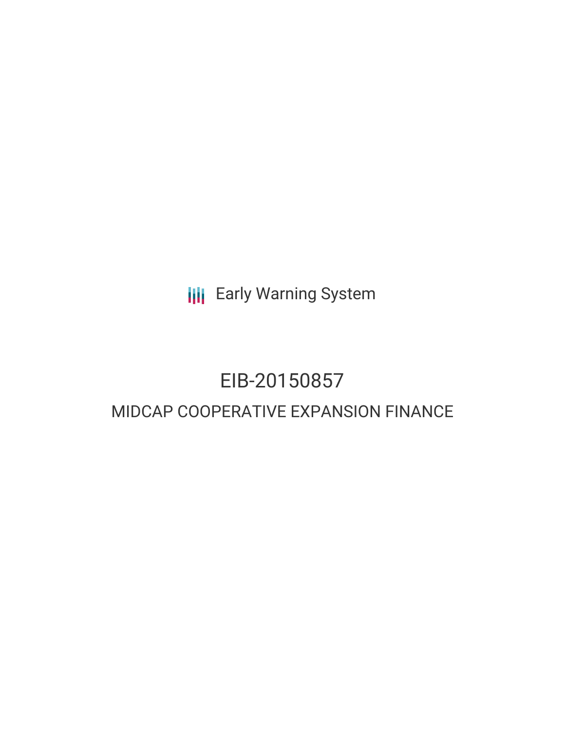Early Warning System

# EIB-20150857

## MIDCAP COOPERATIVE EXPANSION FINANCE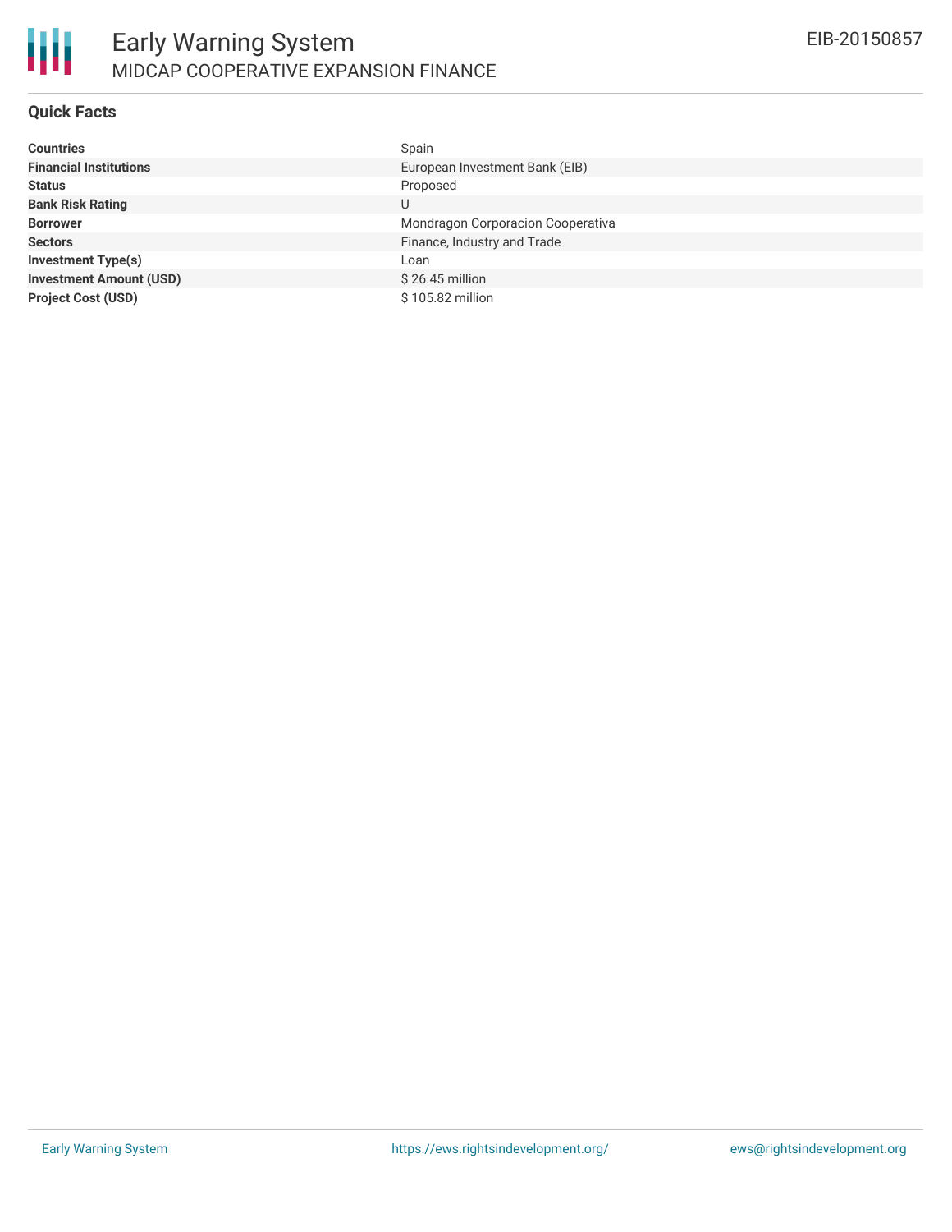# Early Warning System

## MIDCAP COOPERATIVE EXPANSION FINANCE

EIB-20150857

### Quick Facts

| | |
|---|---|
| **Countries** | Spain |
| **Financial Institutions** | European Investment Bank (EIB) |
| **Status** | Proposed |
| **Bank Risk Rating** | U |
| **Borrower** | Mondragon Corporacion Cooperativa |
| **Sectors** | Finance, Industry and Trade |
| **Investment Type(s)** | Loan |
| **Investment Amount (USD)** | $ 26.45 million |
| **Project Cost (USD)** | $ 105.82 million |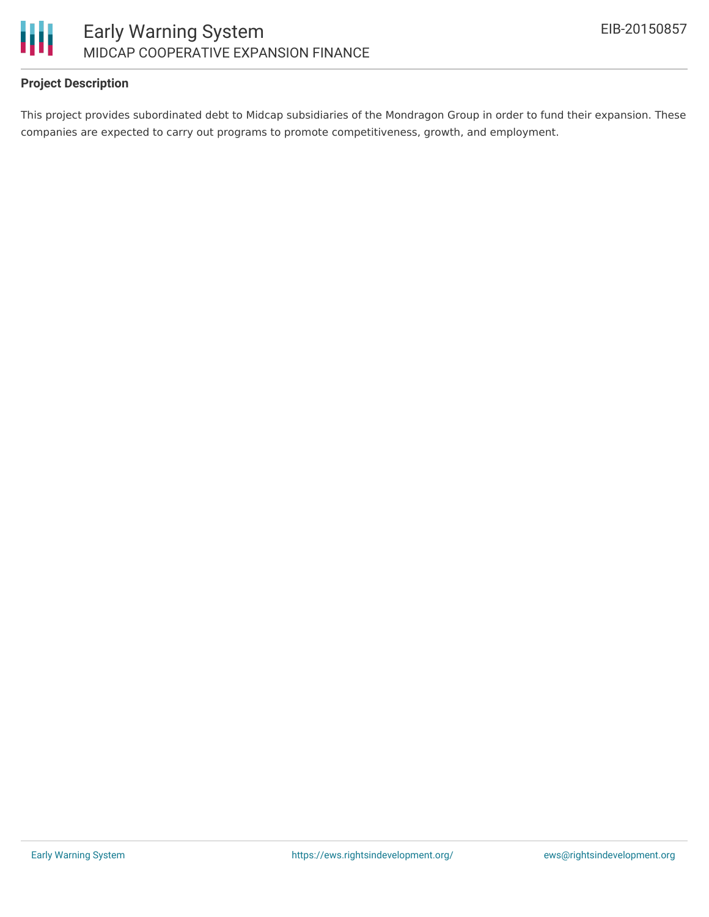**Project Description**

This project provides subordinated debt to Midcap subsidiaries of the Mondragon Group in order to fund their expansion. These companies are expected to carry out programs to promote competitiveness, growth, and employment.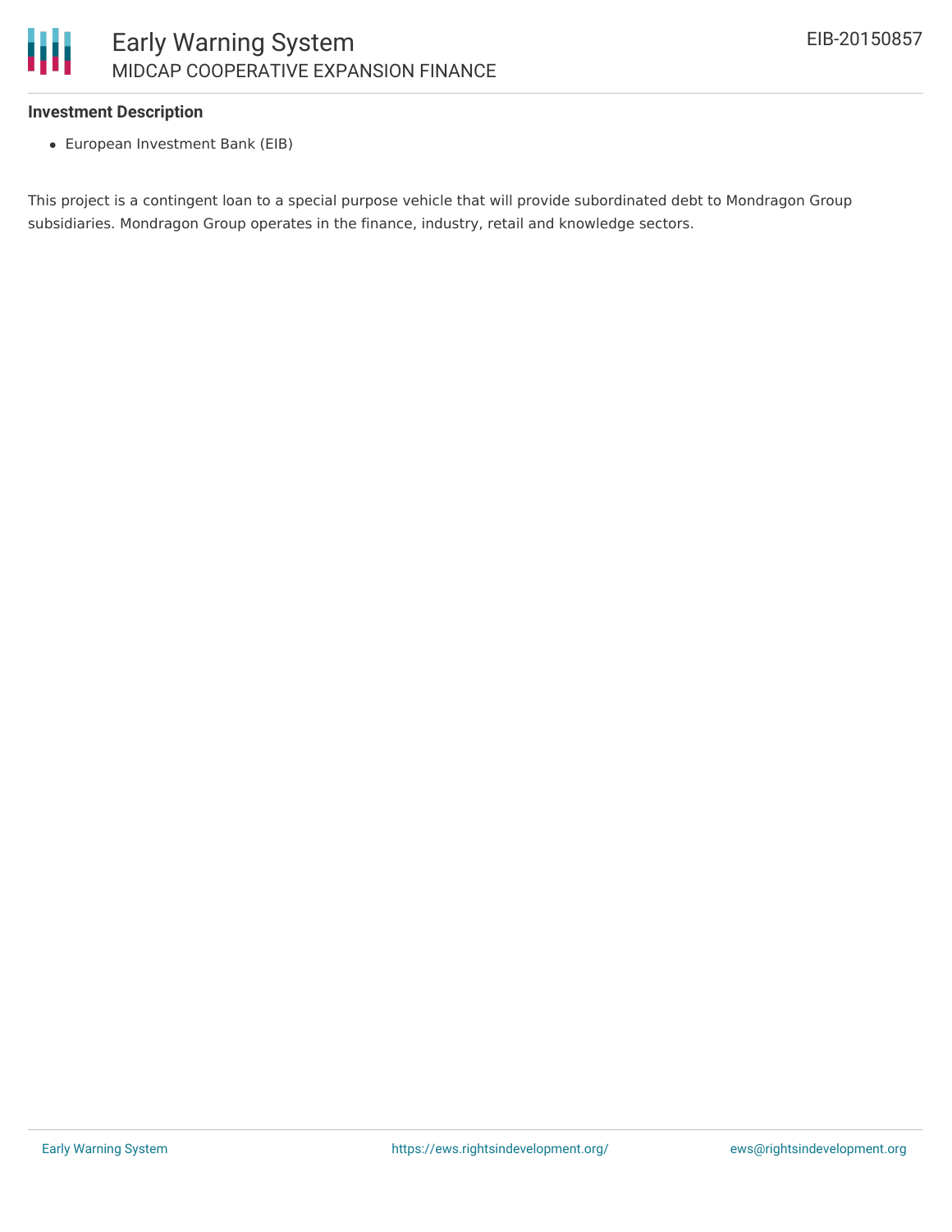### Investment Description

- European Investment Bank (EIB)

This project is a contingent loan to a special purpose vehicle that will provide subordinated debt to Mondragon Group subsidiaries. Mondragon Group operates in the finance, industry, retail and knowledge sectors.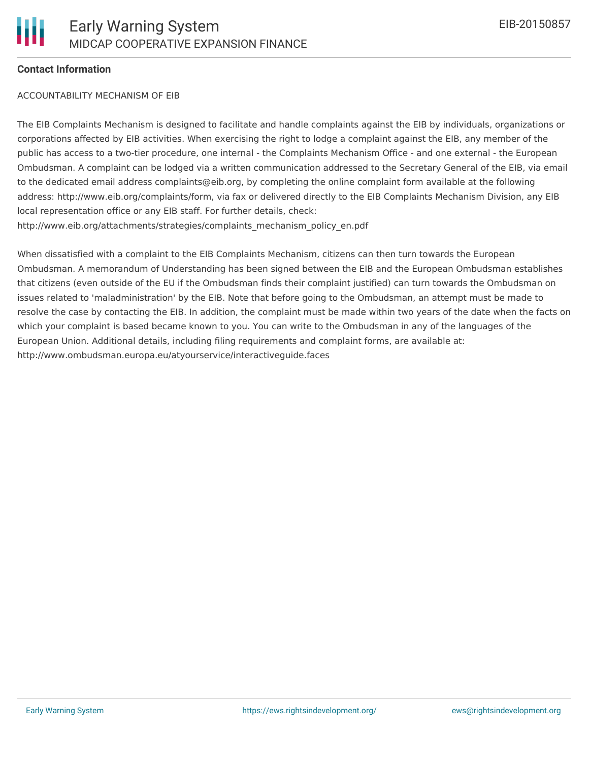**Contact Information**

ACCOUNTABILITY MECHANISM OF EIB

The EIB Complaints Mechanism is designed to facilitate and handle complaints against the EIB by individuals, organizations or corporations affected by EIB activities. When exercising the right to lodge a complaint against the EIB, any member of the public has access to a two-tier procedure, one internal - the Complaints Mechanism Office - and one external - the European Ombudsman. A complaint can be lodged via a written communication addressed to the Secretary General of the EIB, via email to the dedicated email address complaints@eib.org, by completing the online complaint form available at the following address: http://www.eib.org/complaints/form, via fax or delivered directly to the EIB Complaints Mechanism Division, any EIB local representation office or any EIB staff. For further details, check: http://www.eib.org/attachments/strategies/complaints_mechanism_policy_en.pdf

When dissatisfied with a complaint to the EIB Complaints Mechanism, citizens can then turn towards the European Ombudsman. A memorandum of Understanding has been signed between the EIB and the European Ombudsman establishes that citizens (even outside of the EU if the Ombudsman finds their complaint justified) can turn towards the Ombudsman on issues related to 'maladministration' by the EIB. Note that before going to the Ombudsman, an attempt must be made to resolve the case by contacting the EIB. In addition, the complaint must be made within two years of the date when the facts on which your complaint is based became known to you. You can write to the Ombudsman in any of the languages of the European Union. Additional details, including filing requirements and complaint forms, are available at: http://www.ombudsman.europa.eu/atyourservice/interactiveguide.faces